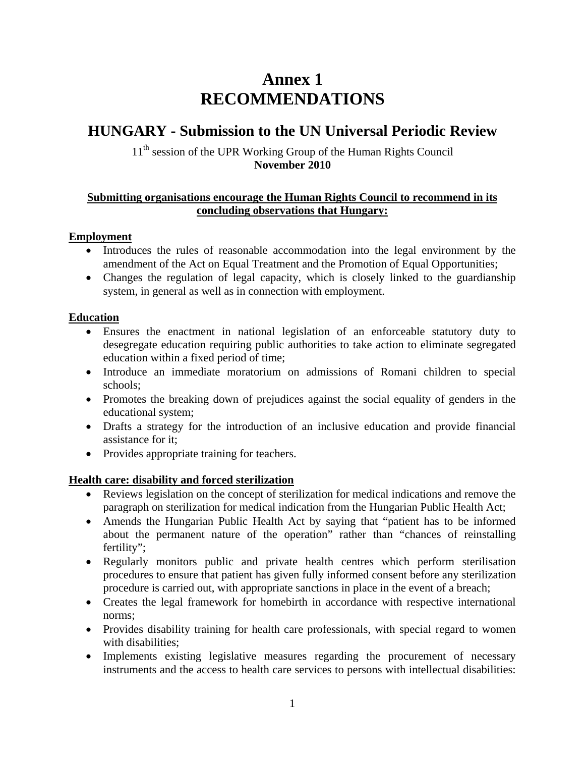# Annex 1
# RECOMMENDATIONS

## HUNGARY - Submission to the UN Universal Periodic Review

11th session of the UPR Working Group of the Human Rights Council
**November 2010**

**Submitting organisations encourage the Human Rights Council to recommend in its concluding observations that Hungary:**

**Employment**

- Introduces the rules of reasonable accommodation into the legal environment by the amendment of the Act on Equal Treatment and the Promotion of Equal Opportunities;
- Changes the regulation of legal capacity, which is closely linked to the guardianship system, in general as well as in connection with employment.

**Education**

- Ensures the enactment in national legislation of an enforceable statutory duty to desegregate education requiring public authorities to take action to eliminate segregated education within a fixed period of time;
- Introduce an immediate moratorium on admissions of Romani children to special schools;
- Promotes the breaking down of prejudices against the social equality of genders in the educational system;
- Drafts a strategy for the introduction of an inclusive education and provide financial assistance for it;
- Provides appropriate training for teachers.

**Health care: disability and forced sterilization**

- Reviews legislation on the concept of sterilization for medical indications and remove the paragraph on sterilization for medical indication from the Hungarian Public Health Act;
- Amends the Hungarian Public Health Act by saying that "patient has to be informed about the permanent nature of the operation" rather than "chances of reinstalling fertility";
- Regularly monitors public and private health centres which perform sterilisation procedures to ensure that patient has given fully informed consent before any sterilization procedure is carried out, with appropriate sanctions in place in the event of a breach;
- Creates the legal framework for homebirth in accordance with respective international norms;
- Provides disability training for health care professionals, with special regard to women with disabilities;
- Implements existing legislative measures regarding the procurement of necessary instruments and the access to health care services to persons with intellectual disabilities: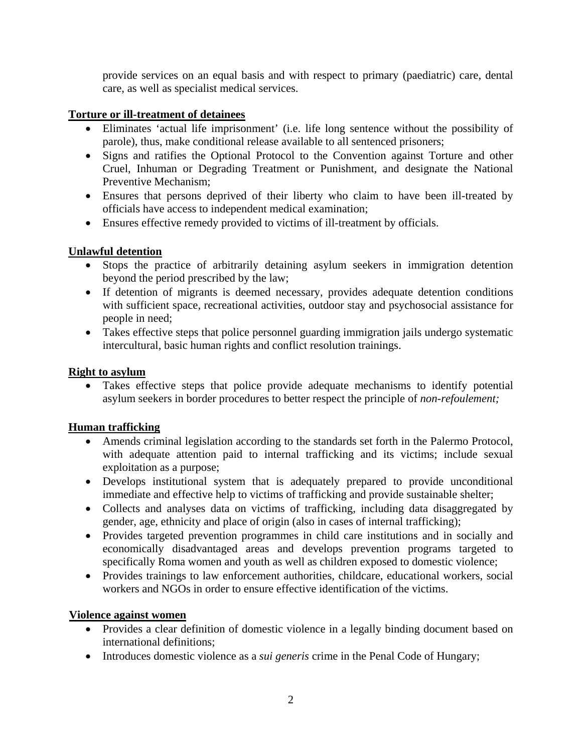provide services on an equal basis and with respect to primary (paediatric) care, dental care, as well as specialist medical services.

**Torture or ill-treatment of detainees**

- Eliminates 'actual life imprisonment' (i.e. life long sentence without the possibility of parole), thus, make conditional release available to all sentenced prisoners;
- Signs and ratifies the Optional Protocol to the Convention against Torture and other Cruel, Inhuman or Degrading Treatment or Punishment, and designate the National Preventive Mechanism;
- Ensures that persons deprived of their liberty who claim to have been ill-treated by officials have access to independent medical examination;
- Ensures effective remedy provided to victims of ill-treatment by officials.

**Unlawful detention**

- Stops the practice of arbitrarily detaining asylum seekers in immigration detention beyond the period prescribed by the law;
- If detention of migrants is deemed necessary, provides adequate detention conditions with sufficient space, recreational activities, outdoor stay and psychosocial assistance for people in need;
- Takes effective steps that police personnel guarding immigration jails undergo systematic intercultural, basic human rights and conflict resolution trainings.

**Right to asylum**

- Takes effective steps that police provide adequate mechanisms to identify potential asylum seekers in border procedures to better respect the principle of *non-refoulement;*

**Human trafficking**

- Amends criminal legislation according to the standards set forth in the Palermo Protocol, with adequate attention paid to internal trafficking and its victims; include sexual exploitation as a purpose;
- Develops institutional system that is adequately prepared to provide unconditional immediate and effective help to victims of trafficking and provide sustainable shelter;
- Collects and analyses data on victims of trafficking, including data disaggregated by gender, age, ethnicity and place of origin (also in cases of internal trafficking);
- Provides targeted prevention programmes in child care institutions and in socially and economically disadvantaged areas and develops prevention programs targeted to specifically Roma women and youth as well as children exposed to domestic violence;
- Provides trainings to law enforcement authorities, childcare, educational workers, social workers and NGOs in order to ensure effective identification of the victims.

**Violence against women**

- Provides a clear definition of domestic violence in a legally binding document based on international definitions;
- Introduces domestic violence as a *sui generis* crime in the Penal Code of Hungary;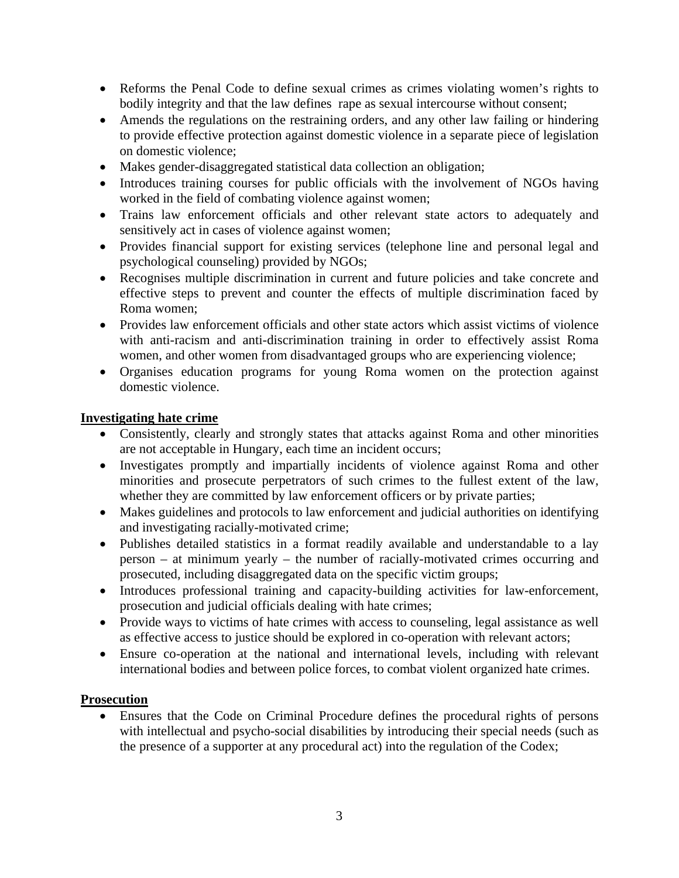- Reforms the Penal Code to define sexual crimes as crimes violating women's rights to bodily integrity and that the law defines rape as sexual intercourse without consent;
- Amends the regulations on the restraining orders, and any other law failing or hindering to provide effective protection against domestic violence in a separate piece of legislation on domestic violence;
- Makes gender-disaggregated statistical data collection an obligation;
- Introduces training courses for public officials with the involvement of NGOs having worked in the field of combating violence against women;
- Trains law enforcement officials and other relevant state actors to adequately and sensitively act in cases of violence against women;
- Provides financial support for existing services (telephone line and personal legal and psychological counseling) provided by NGOs;
- Recognises multiple discrimination in current and future policies and take concrete and effective steps to prevent and counter the effects of multiple discrimination faced by Roma women;
- Provides law enforcement officials and other state actors which assist victims of violence with anti-racism and anti-discrimination training in order to effectively assist Roma women, and other women from disadvantaged groups who are experiencing violence;
- Organises education programs for young Roma women on the protection against domestic violence.

**Investigating hate crime**

- Consistently, clearly and strongly states that attacks against Roma and other minorities are not acceptable in Hungary, each time an incident occurs;
- Investigates promptly and impartially incidents of violence against Roma and other minorities and prosecute perpetrators of such crimes to the fullest extent of the law, whether they are committed by law enforcement officers or by private parties;
- Makes guidelines and protocols to law enforcement and judicial authorities on identifying and investigating racially-motivated crime;
- Publishes detailed statistics in a format readily available and understandable to a lay person – at minimum yearly – the number of racially-motivated crimes occurring and prosecuted, including disaggregated data on the specific victim groups;
- Introduces professional training and capacity-building activities for law-enforcement, prosecution and judicial officials dealing with hate crimes;
- Provide ways to victims of hate crimes with access to counseling, legal assistance as well as effective access to justice should be explored in co-operation with relevant actors;
- Ensure co-operation at the national and international levels, including with relevant international bodies and between police forces, to combat violent organized hate crimes.

**Prosecution**

- Ensures that the Code on Criminal Procedure defines the procedural rights of persons with intellectual and psycho-social disabilities by introducing their special needs (such as the presence of a supporter at any procedural act) into the regulation of the Codex;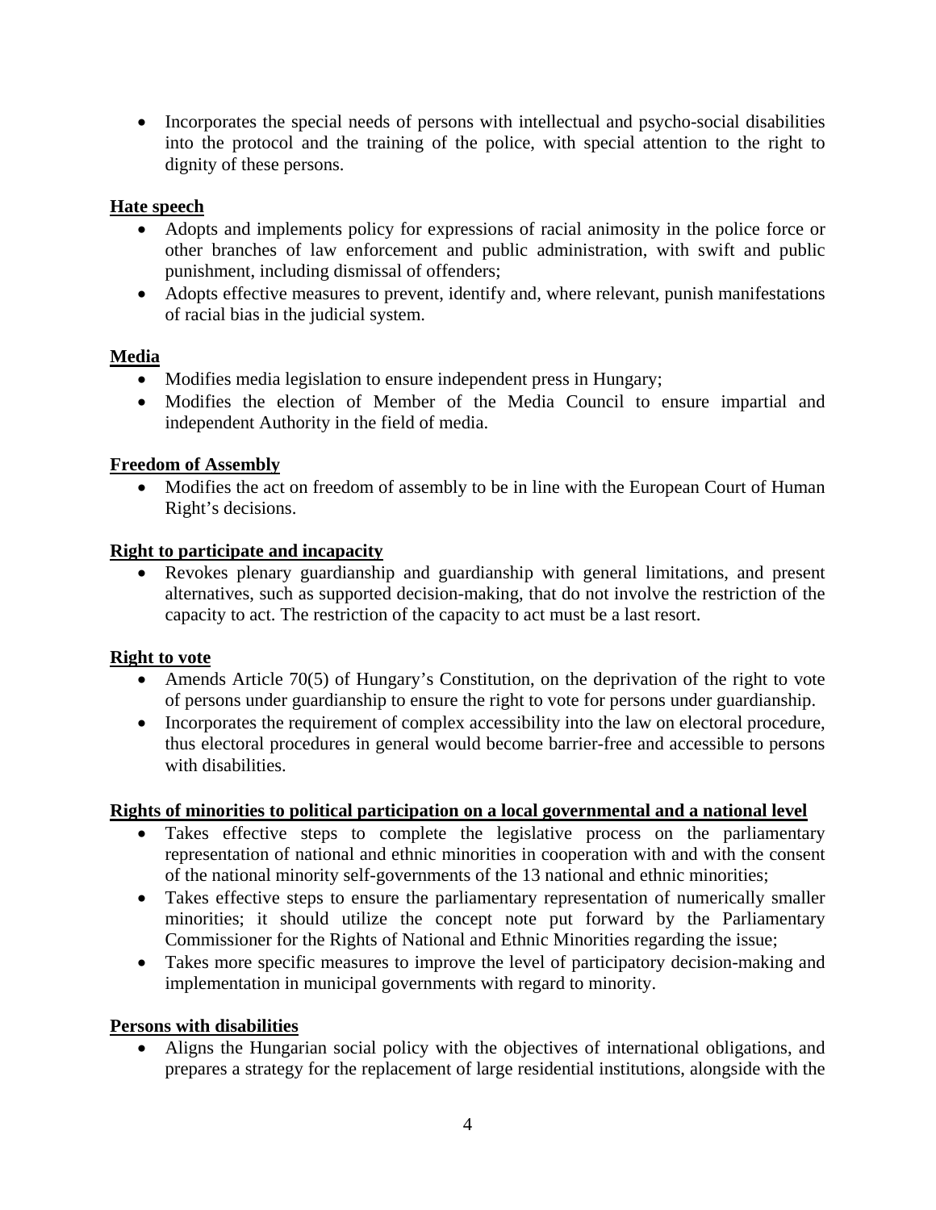- Incorporates the special needs of persons with intellectual and psycho-social disabilities into the protocol and the training of the police, with special attention to the right to dignity of these persons.

**Hate speech**

- Adopts and implements policy for expressions of racial animosity in the police force or other branches of law enforcement and public administration, with swift and public punishment, including dismissal of offenders;
- Adopts effective measures to prevent, identify and, where relevant, punish manifestations of racial bias in the judicial system.

**Media**

- Modifies media legislation to ensure independent press in Hungary;
- Modifies the election of Member of the Media Council to ensure impartial and independent Authority in the field of media.

**Freedom of Assembly**

- Modifies the act on freedom of assembly to be in line with the European Court of Human Right's decisions.

**Right to participate and incapacity**

- Revokes plenary guardianship and guardianship with general limitations, and present alternatives, such as supported decision-making, that do not involve the restriction of the capacity to act. The restriction of the capacity to act must be a last resort.

**Right to vote**

- Amends Article 70(5) of Hungary's Constitution, on the deprivation of the right to vote of persons under guardianship to ensure the right to vote for persons under guardianship.
- Incorporates the requirement of complex accessibility into the law on electoral procedure, thus electoral procedures in general would become barrier-free and accessible to persons with disabilities.

**Rights of minorities to political participation on a local governmental and a national level**

- Takes effective steps to complete the legislative process on the parliamentary representation of national and ethnic minorities in cooperation with and with the consent of the national minority self-governments of the 13 national and ethnic minorities;
- Takes effective steps to ensure the parliamentary representation of numerically smaller minorities; it should utilize the concept note put forward by the Parliamentary Commissioner for the Rights of National and Ethnic Minorities regarding the issue;
- Takes more specific measures to improve the level of participatory decision-making and implementation in municipal governments with regard to minority.

**Persons with disabilities**

- Aligns the Hungarian social policy with the objectives of international obligations, and prepares a strategy for the replacement of large residential institutions, alongside with the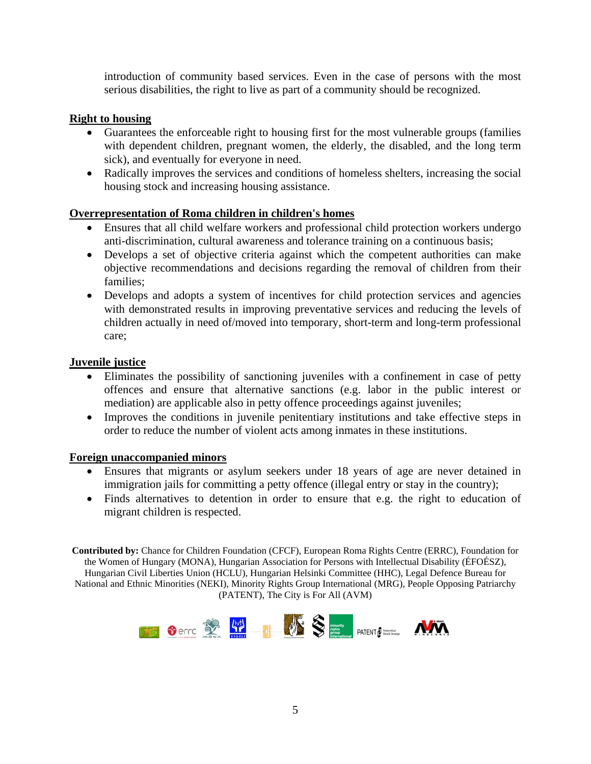introduction of community based services. Even in the case of persons with the most serious disabilities, the right to live as part of a community should be recognized.

**Right to housing**

- Guarantees the enforceable right to housing first for the most vulnerable groups (families with dependent children, pregnant women, the elderly, the disabled, and the long term sick), and eventually for everyone in need.
- Radically improves the services and conditions of homeless shelters, increasing the social housing stock and increasing housing assistance.

**Overrepresentation of Roma children in children's homes**

- Ensures that all child welfare workers and professional child protection workers undergo anti-discrimination, cultural awareness and tolerance training on a continuous basis;
- Develops a set of objective criteria against which the competent authorities can make objective recommendations and decisions regarding the removal of children from their families;
- Develops and adopts a system of incentives for child protection services and agencies with demonstrated results in improving preventative services and reducing the levels of children actually in need of/moved into temporary, short-term and long-term professional care;

**Juvenile justice**

- Eliminates the possibility of sanctioning juveniles with a confinement in case of petty offences and ensure that alternative sanctions (e.g. labor in the public interest or mediation) are applicable also in petty offence proceedings against juveniles;
- Improves the conditions in juvenile penitentiary institutions and take effective steps in order to reduce the number of violent acts among inmates in these institutions.

**Foreign unaccompanied minors**

- Ensures that migrants or asylum seekers under 18 years of age are never detained in immigration jails for committing a petty offence (illegal entry or stay in the country);
- Finds alternatives to detention in order to ensure that e.g. the right to education of migrant children is respected.

**Contributed by:** Chance for Children Foundation (CFCF), European Roma Rights Centre (ERRC), Foundation for the Women of Hungary (MONA), Hungarian Association for Persons with Intellectual Disability (ÉFOÉSZ), Hungarian Civil Liberties Union (HCLU), Hungarian Helsinki Committee (HHC), Legal Defence Bureau for National and Ethnic Minorities (NEKI), Minority Rights Group International (MRG), People Opposing Patriarchy (PATENT), The City is For All (AVM)